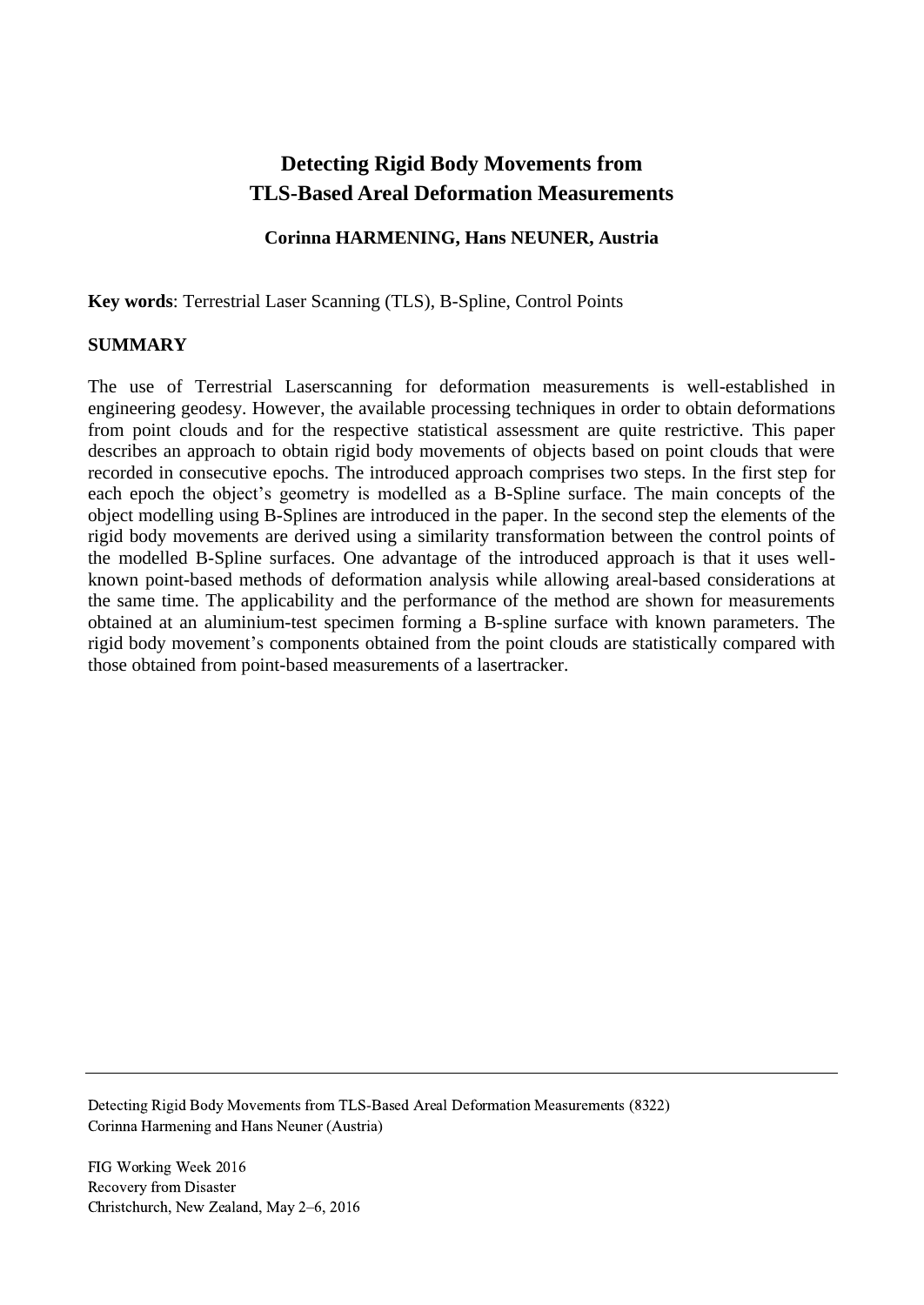# Detecting Rigid Body Movements from TLS-Based Areal Deformation Measurements

**Corinna HARMENING, Hans NEUNER, Austria**

**Key words**: Terrestrial Laser Scanning (TLS), B-Spline, Control Points

## SUMMARY

The use of Terrestrial Laserscanning for deformation measurements is well-established in engineering geodesy. However, the available processing techniques in order to obtain deformations from point clouds and for the respective statistical assessment are quite restrictive. This paper describes an approach to obtain rigid body movements of objects based on point clouds that were recorded in consecutive epochs. The introduced approach comprises two steps. In the first step for each epoch the object's geometry is modelled as a B-Spline surface. The main concepts of the object modelling using B-Splines are introduced in the paper. In the second step the elements of the rigid body movements are derived using a similarity transformation between the control points of the modelled B-Spline surfaces. One advantage of the introduced approach is that it uses well-known point-based methods of deformation analysis while allowing areal-based considerations at the same time. The applicability and the performance of the method are shown for measurements obtained at an aluminium-test specimen forming a B-spline surface with known parameters. The rigid body movement's components obtained from the point clouds are statistically compared with those obtained from point-based measurements of a lasertracker.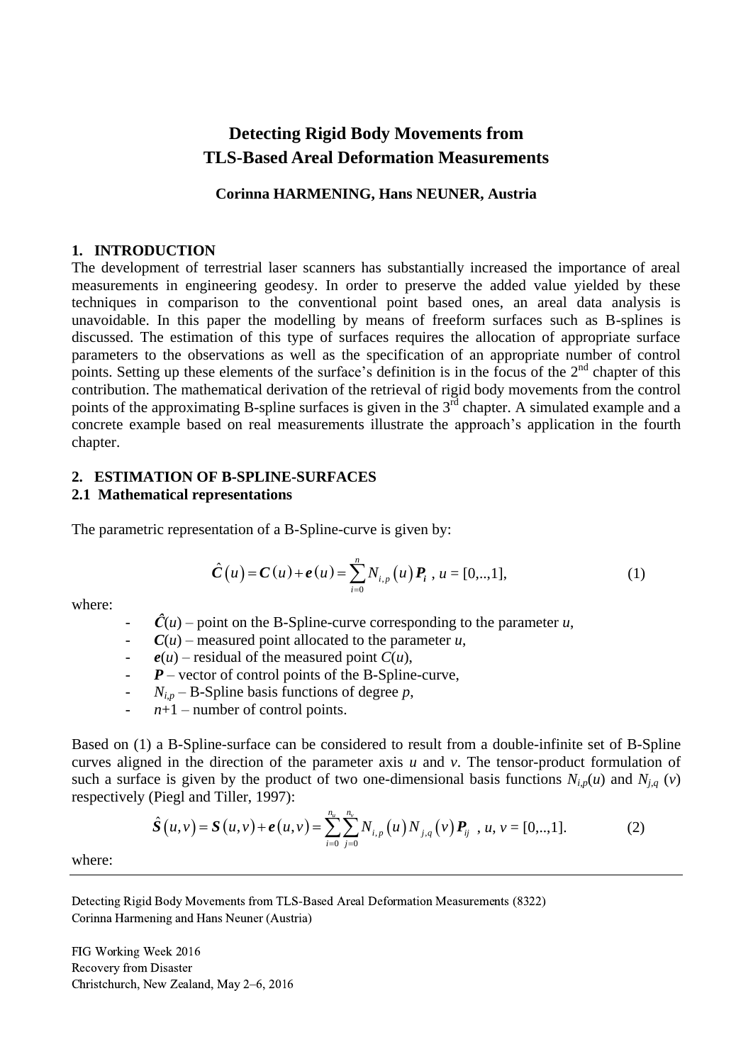# Detecting Rigid Body Movements from TLS-Based Areal Deformation Measurements

**Corinna HARMENING, Hans NEUNER, Austria**

## 1. INTRODUCTION

The development of terrestrial laser scanners has substantially increased the importance of areal measurements in engineering geodesy. In order to preserve the added value yielded by these techniques in comparison to the conventional point based ones, an areal data analysis is unavoidable. In this paper the modelling by means of freeform surfaces such as B-splines is discussed. The estimation of this type of surfaces requires the allocation of appropriate surface parameters to the observations as well as the specification of an appropriate number of control points. Setting up these elements of the surface's definition is in the focus of the 2nd chapter of this contribution. The mathematical derivation of the retrieval of rigid body movements from the control points of the approximating B-spline surfaces is given in the 3rd chapter. A simulated example and a concrete example based on real measurements illustrate the approach's application in the fourth chapter.

## 2. ESTIMATION OF B-SPLINE-SURFACES

### 2.1 Mathematical representations

The parametric representation of a B-Spline-curve is given by:

$$\hat{\boldsymbol{C}}(u) = \boldsymbol{C}(u) + \boldsymbol{e}(u) = \sum_{i=0}^{n} N_{i,p}(u)\boldsymbol{P}_i \text{ , } u = [0,..,1], \tag{1}$$

where:

- $\hat{\boldsymbol{C}}(u)$ – point on the B-Spline-curve corresponding to the parameter $u$,
- $\boldsymbol{C}(u)$ – measured point allocated to the parameter $u$,
- $\boldsymbol{e}(u)$ – residual of the measured point $C(u)$,
- $\boldsymbol{P}$ – vector of control points of the B-Spline-curve,
- $N_{i,p}$ – B-Spline basis functions of degree $p$,
- $n+1$ – number of control points.

Based on (1) a B-Spline-surface can be considered to result from a double-infinite set of B-Spline curves aligned in the direction of the parameter axis $u$ and $v$. The tensor-product formulation of such a surface is given by the product of two one-dimensional basis functions $N_{i,p}(u)$ and $N_{j,q}(v)$ respectively (Piegl and Tiller, 1997):

$$\hat{\boldsymbol{S}}(u,v) = \boldsymbol{S}(u,v) + \boldsymbol{e}(u,v) = \sum_{i=0}^{n_u}\sum_{j=0}^{n_v} N_{i,p}(u)N_{j,q}(v)\boldsymbol{P}_{ij} \text{ , } u, v = [0,..,1]. \tag{2}$$

where: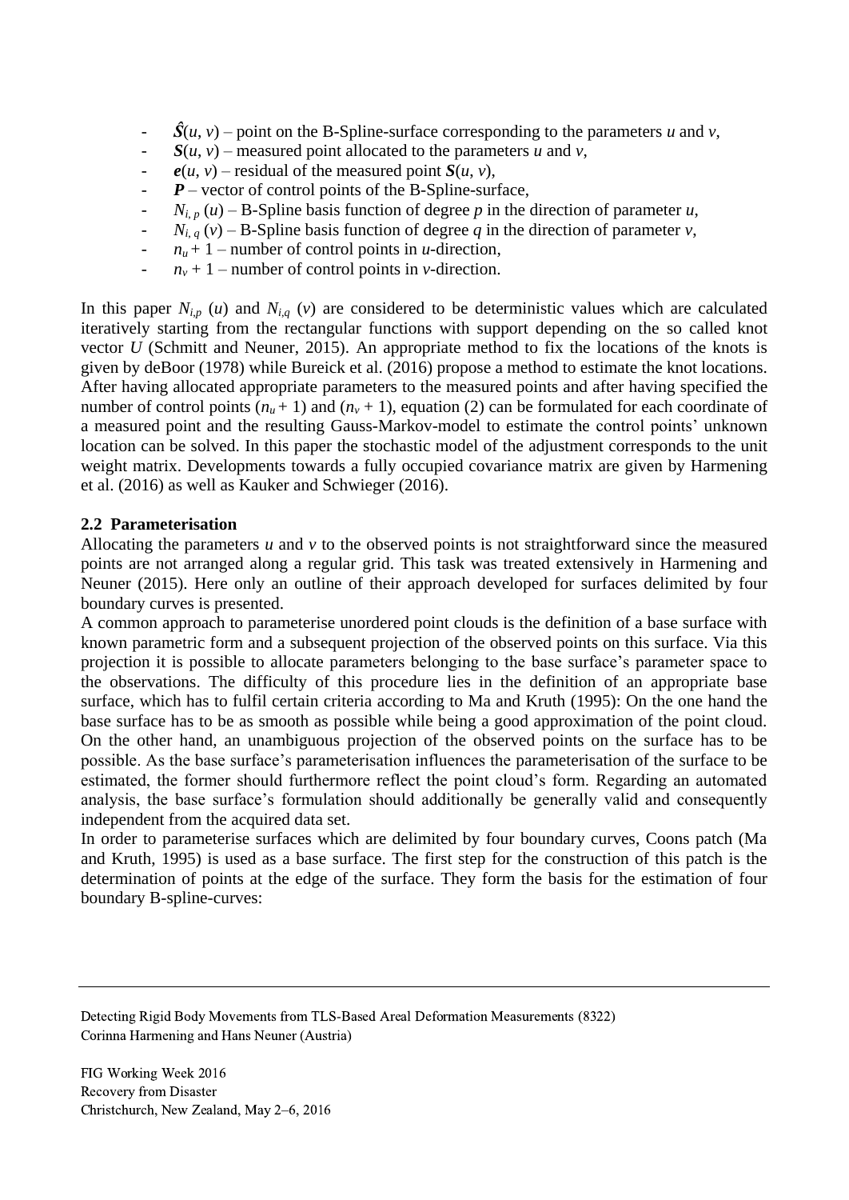- $\hat{\boldsymbol{S}}(u, v)$ – point on the B-Spline-surface corresponding to the parameters $u$ and $v$,
- $\boldsymbol{S}(u, v)$ – measured point allocated to the parameters $u$ and $v$,
- $\boldsymbol{e}(u, v)$ – residual of the measured point $\boldsymbol{S}(u, v)$,
- $\boldsymbol{P}$ – vector of control points of the B-Spline-surface,
- $N_{i,p}(u)$ – B-Spline basis function of degree $p$ in the direction of parameter $u$,
- $N_{i,q}(v)$ – B-Spline basis function of degree $q$ in the direction of parameter $v$,
- $n_u + 1$ – number of control points in $u$-direction,
- $n_v + 1$ – number of control points in $v$-direction.

In this paper $N_{i,p}(u)$ and $N_{i,q}(v)$ are considered to be deterministic values which are calculated iteratively starting from the rectangular functions with support depending on the so called knot vector $U$ (Schmitt and Neuner, 2015). An appropriate method to fix the locations of the knots is given by deBoor (1978) while Bureick et al. (2016) propose a method to estimate the knot locations. After having allocated appropriate parameters to the measured points and after having specified the number of control points ($n_u + 1$) and ($n_v + 1$), equation (2) can be formulated for each coordinate of a measured point and the resulting Gauss-Markov-model to estimate the control points' unknown location can be solved. In this paper the stochastic model of the adjustment corresponds to the unit weight matrix. Developments towards a fully occupied covariance matrix are given by Harmening et al. (2016) as well as Kauker and Schwieger (2016).

## 2.2 Parameterisation

Allocating the parameters $u$ and $v$ to the observed points is not straightforward since the measured points are not arranged along a regular grid. This task was treated extensively in Harmening and Neuner (2015). Here only an outline of their approach developed for surfaces delimited by four boundary curves is presented.

A common approach to parameterise unordered point clouds is the definition of a base surface with known parametric form and a subsequent projection of the observed points on this surface. Via this projection it is possible to allocate parameters belonging to the base surface's parameter space to the observations. The difficulty of this procedure lies in the definition of an appropriate base surface, which has to fulfil certain criteria according to Ma and Kruth (1995): On the one hand the base surface has to be as smooth as possible while being a good approximation of the point cloud. On the other hand, an unambiguous projection of the observed points on the surface has to be possible. As the base surface's parameterisation influences the parameterisation of the surface to be estimated, the former should furthermore reflect the point cloud's form. Regarding an automated analysis, the base surface's formulation should additionally be generally valid and consequently independent from the acquired data set.

In order to parameterise surfaces which are delimited by four boundary curves, Coons patch (Ma and Kruth, 1995) is used as a base surface. The first step for the construction of this patch is the determination of points at the edge of the surface. They form the basis for the estimation of four boundary B-spline-curves: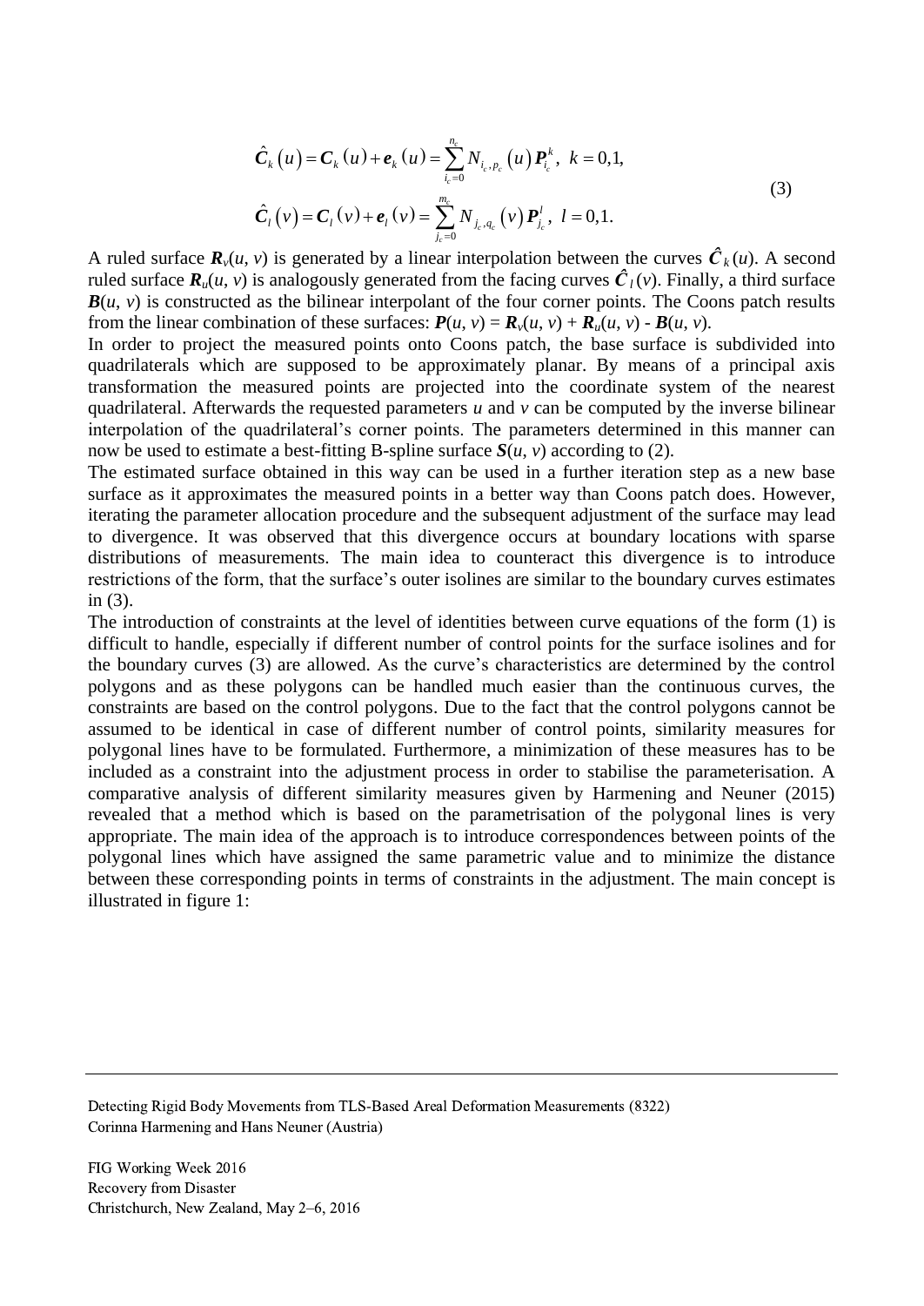$$
\begin{aligned}
\hat{\boldsymbol{C}}_k(u) &= \boldsymbol{C}_k(u) + \boldsymbol{e}_k(u) = \sum_{i_c=0}^{n_c} N_{i_c,p_c}(u)\,\boldsymbol{P}_{i_c}^k,\ \ k = 0,1, \\
\hat{\boldsymbol{C}}_l(v) &= \boldsymbol{C}_l(v) + \boldsymbol{e}_l(v) = \sum_{j_c=0}^{m_c} N_{j_c,q_c}(v)\,\boldsymbol{P}_{j_c}^l,\ \ l = 0,1.
\end{aligned}
\tag{3}
$$

A ruled surface $\boldsymbol{R}_v(u, v)$ is generated by a linear interpolation between the curves $\hat{\boldsymbol{C}}_k(u)$. A second ruled surface $\boldsymbol{R}_u(u, v)$ is analogously generated from the facing curves $\hat{\boldsymbol{C}}_l(v)$. Finally, a third surface $\boldsymbol{B}(u, v)$ is constructed as the bilinear interpolant of the four corner points. The Coons patch results from the linear combination of these surfaces: $\boldsymbol{P}(u, v) = \boldsymbol{R}_v(u, v) + \boldsymbol{R}_u(u, v) - \boldsymbol{B}(u, v)$.

In order to project the measured points onto Coons patch, the base surface is subdivided into quadrilaterals which are supposed to be approximately planar. By means of a principal axis transformation the measured points are projected into the coordinate system of the nearest quadrilateral. Afterwards the requested parameters $u$ and $v$ can be computed by the inverse bilinear interpolation of the quadrilateral's corner points. The parameters determined in this manner can now be used to estimate a best-fitting B-spline surface $\boldsymbol{S}(u, v)$ according to (2).

The estimated surface obtained in this way can be used in a further iteration step as a new base surface as it approximates the measured points in a better way than Coons patch does. However, iterating the parameter allocation procedure and the subsequent adjustment of the surface may lead to divergence. It was observed that this divergence occurs at boundary locations with sparse distributions of measurements. The main idea to counteract this divergence is to introduce restrictions of the form, that the surface's outer isolines are similar to the boundary curves estimates in (3).

The introduction of constraints at the level of identities between curve equations of the form (1) is difficult to handle, especially if different number of control points for the surface isolines and for the boundary curves (3) are allowed. As the curve's characteristics are determined by the control polygons and as these polygons can be handled much easier than the continuous curves, the constraints are based on the control polygons. Due to the fact that the control polygons cannot be assumed to be identical in case of different number of control points, similarity measures for polygonal lines have to be formulated. Furthermore, a minimization of these measures has to be included as a constraint into the adjustment process in order to stabilise the parameterisation. A comparative analysis of different similarity measures given by Harmening and Neuner (2015) revealed that a method which is based on the parametrisation of the polygonal lines is very appropriate. The main idea of the approach is to introduce correspondences between points of the polygonal lines which have assigned the same parametric value and to minimize the distance between these corresponding points in terms of constraints in the adjustment. The main concept is illustrated in figure 1: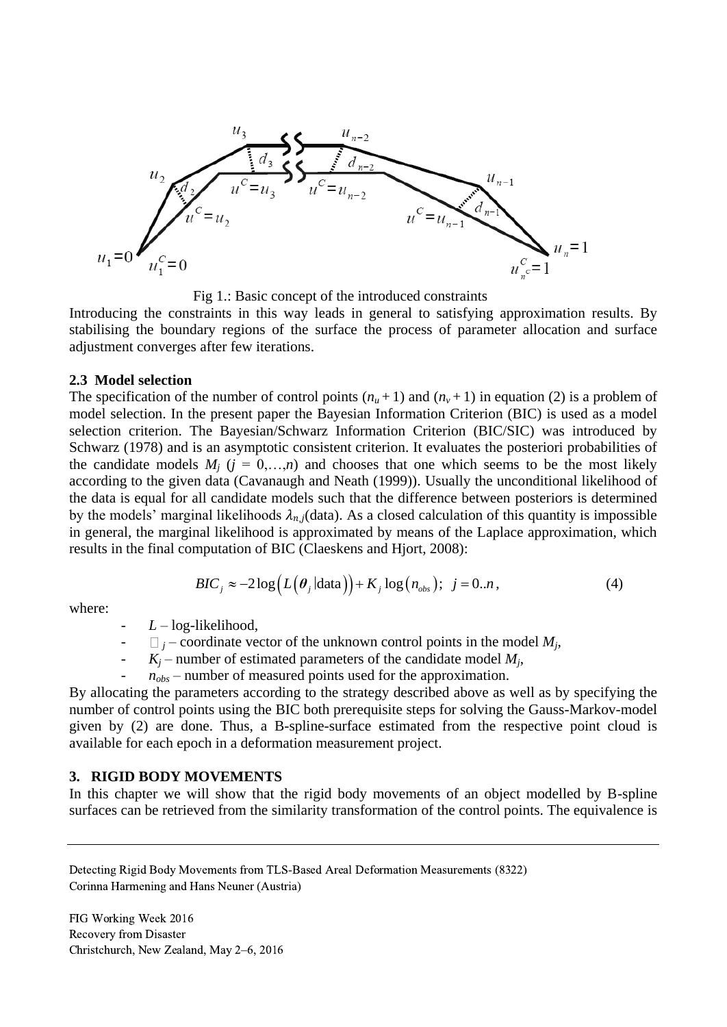Fig 1.: Basic concept of the introduced constraints

Introducing the constraints in this way leads in general to satisfying approximation results. By stabilising the boundary regions of the surface the process of parameter allocation and surface adjustment converges after few iterations.

### 2.3 Model selection

The specification of the number of control points ($n_u + 1$) and ($n_v + 1$) in equation (2) is a problem of model selection. In the present paper the Bayesian Information Criterion (BIC) is used as a model selection criterion. The Bayesian/Schwarz Information Criterion (BIC/SIC) was introduced by Schwarz (1978) and is an asymptotic consistent criterion. It evaluates the posteriori probabilities of the candidate models $M_j$ ($j = 0,\ldots,n$) and chooses that one which seems to be the most likely according to the given data (Cavanaugh and Neath (1999)). Usually the unconditional likelihood of the data is equal for all candidate models such that the difference between posteriors is determined by the models' marginal likelihoods $\lambda_{n,j}$(data). As a closed calculation of this quantity is impossible in general, the marginal likelihood is approximated by means of the Laplace approximation, which results in the final computation of BIC (Claeskens and Hjort, 2008):

$$BIC_j \approx -2\log\left(L\left(\boldsymbol{\theta}_j \,|\, \text{data}\right)\right) + K_j \log\left(n_{obs}\right);\;\; j = 0..n, \tag{4}$$

where:

- $L$ – log-likelihood,
- $\boldsymbol{\theta}_j$ – coordinate vector of the unknown control points in the model $M_j$,
- $K_j$ – number of estimated parameters of the candidate model $M_j$,
- $n_{obs}$ – number of measured points used for the approximation.

By allocating the parameters according to the strategy described above as well as by specifying the number of control points using the BIC both prerequisite steps for solving the Gauss-Markov-model given by (2) are done. Thus, a B-spline-surface estimated from the respective point cloud is available for each epoch in a deformation measurement project.

## 3. RIGID BODY MOVEMENTS

In this chapter we will show that the rigid body movements of an object modelled by B-spline surfaces can be retrieved from the similarity transformation of the control points. The equivalence is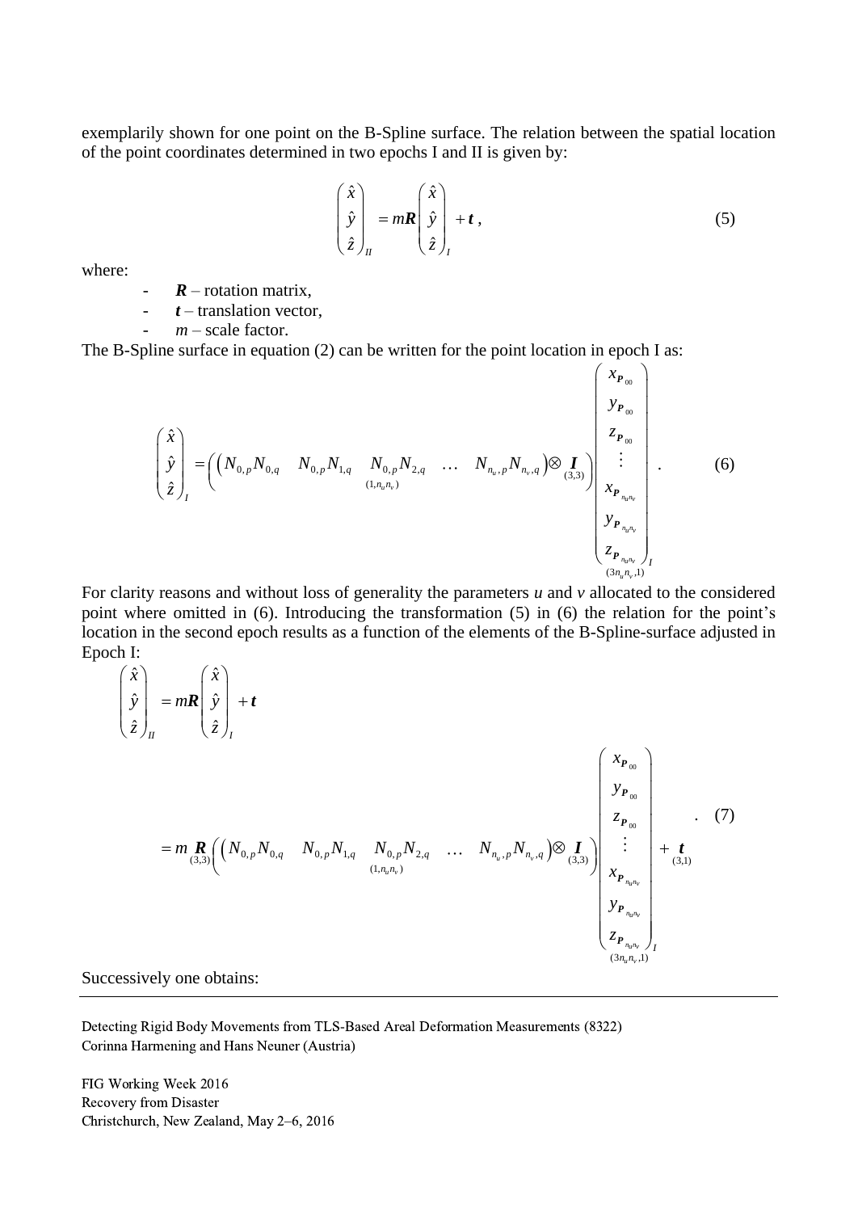exemplarily shown for one point on the B-Spline surface. The relation between the spatial location of the point coordinates determined in two epochs I and II is given by:

$$\begin{pmatrix} \hat{x} \\ \hat{y} \\ \hat{z} \end{pmatrix}_{II} = m\boldsymbol{R} \begin{pmatrix} \hat{x} \\ \hat{y} \\ \hat{z} \end{pmatrix}_{I} + \boldsymbol{t}\,, \tag{5}$$

where:

- $\boldsymbol{R}$ – rotation matrix,
- $\boldsymbol{t}$ – translation vector,
- $m$ – scale factor.

The B-Spline surface in equation (2) can be written for the point location in epoch I as:

$$\begin{pmatrix} \hat{x} \\ \hat{y} \\ \hat{z} \end{pmatrix}_{I} = \Big( \underset{(1,n_u n_v)}{\big( N_{0,p}N_{0,q} \quad N_{0,p}N_{1,q} \quad N_{0,p}N_{2,q} \quad \dots \quad N_{n_u,p}N_{n_v,q} \big)} \otimes \underset{(3,3)}{\boldsymbol{I}} \Big) \underset{(3n_u n_v,1)}{\begin{pmatrix} x_{\boldsymbol{P}_{00}} \\ y_{\boldsymbol{P}_{00}} \\ z_{\boldsymbol{P}_{00}} \\ \vdots \\ x_{\boldsymbol{P}_{n_u n_v}} \\ y_{\boldsymbol{P}_{n_u n_v}} \\ z_{\boldsymbol{P}_{n_u n_v}} \end{pmatrix}_{I}}\,. \tag{6}$$

For clarity reasons and without loss of generality the parameters *u* and *v* allocated to the considered point where omitted in (6). Introducing the transformation (5) in (6) the relation for the point's location in the second epoch results as a function of the elements of the B-Spline-surface adjusted in Epoch I:

$$\begin{aligned} \begin{pmatrix} \hat{x} \\ \hat{y} \\ \hat{z} \end{pmatrix}_{II} &= m\boldsymbol{R} \begin{pmatrix} \hat{x} \\ \hat{y} \\ \hat{z} \end{pmatrix}_{I} + \boldsymbol{t} \\ &= m \underset{(3,3)}{\boldsymbol{R}} \Big( \underset{(1,n_u n_v)}{\big( N_{0,p}N_{0,q} \quad N_{0,p}N_{1,q} \quad N_{0,p}N_{2,q} \quad \dots \quad N_{n_u,p}N_{n_v,q} \big)} \otimes \underset{(3,3)}{\boldsymbol{I}} \Big) \underset{(3n_u n_v,1)}{\begin{pmatrix} x_{\boldsymbol{P}_{00}} \\ y_{\boldsymbol{P}_{00}} \\ z_{\boldsymbol{P}_{00}} \\ \vdots \\ x_{\boldsymbol{P}_{n_u n_v}} \\ y_{\boldsymbol{P}_{n_u n_v}} \\ z_{\boldsymbol{P}_{n_u n_v}} \end{pmatrix}_{I}} + \underset{(3,1)}{\boldsymbol{t}}\,. \end{aligned} \tag{7}$$

Successively one obtains: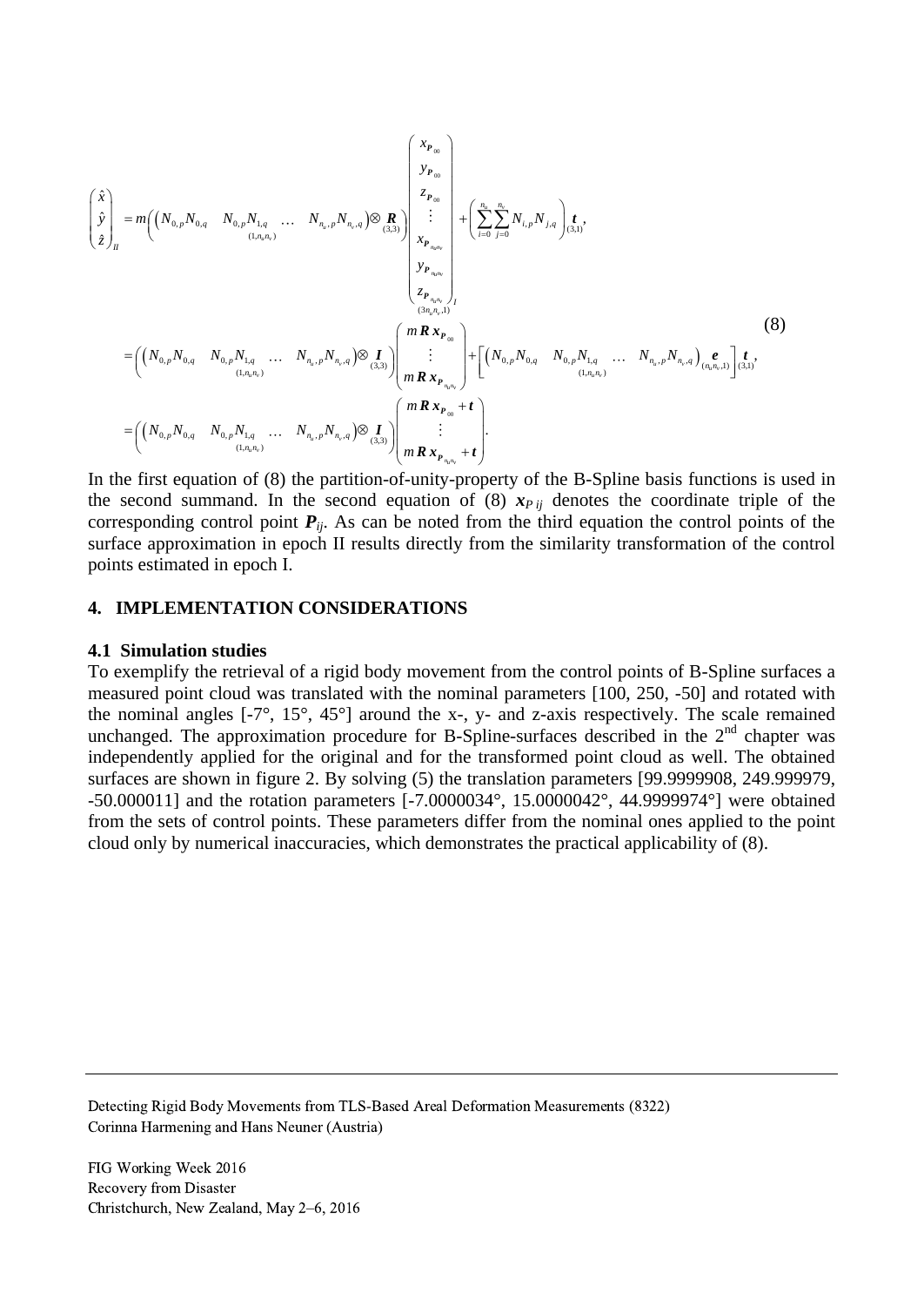$$
\begin{aligned}
\begin{pmatrix} \hat{x} \\ \hat{y} \\ \hat{z} \end{pmatrix}_{II} &= m\Big(\underset{(1,n_u n_v)}{\big(N_{0,p}N_{0,q} \quad N_{0,p}N_{1,q} \quad \dots \quad N_{n_u,p}N_{n_v,q}\big)} \otimes \underset{(3,3)}{\boldsymbol{R}}\Big) \underset{(3n_u n_v,1)}{\begin{pmatrix} x_{\boldsymbol{P}_{00}} \\ y_{\boldsymbol{P}_{00}} \\ z_{\boldsymbol{P}_{00}} \\ \vdots \\ x_{\boldsymbol{P}_{n_u n_v}} \\ y_{\boldsymbol{P}_{n_u n_v}} \\ z_{\boldsymbol{P}_{n_u n_v}} \end{pmatrix}_I} + \left(\sum_{i=0}^{n_u}\sum_{j=0}^{n_v} N_{i,p}N_{j,q}\right) \underset{(3,1)}{\boldsymbol{t}}, \\
&= \Big(\underset{(1,n_u n_v)}{\big(N_{0,p}N_{0,q} \quad N_{0,p}N_{1,q} \quad \dots \quad N_{n_u,p}N_{n_v,q}\big)} \otimes \underset{(3,3)}{\boldsymbol{I}}\Big) \begin{pmatrix} m\boldsymbol{R}\,\boldsymbol{x}_{\boldsymbol{P}_{00}} \\ \vdots \\ m\boldsymbol{R}\,\boldsymbol{x}_{\boldsymbol{P}_{n_u n_v}} \end{pmatrix} + \Big[\underset{(1,n_u n_v)}{\big(N_{0,p}N_{0,q} \quad N_{0,p}N_{1,q} \quad \dots \quad N_{n_u,p}N_{n_v,q}\big)} \underset{(n_u n_v,1)}{\boldsymbol{e}}\Big] \underset{(3,1)}{\boldsymbol{t}}, \\
&= \Big(\underset{(1,n_u n_v)}{\big(N_{0,p}N_{0,q} \quad N_{0,p}N_{1,q} \quad \dots \quad N_{n_u,p}N_{n_v,q}\big)} \otimes \underset{(3,3)}{\boldsymbol{I}}\Big) \begin{pmatrix} m\boldsymbol{R}\,\boldsymbol{x}_{\boldsymbol{P}_{00}} + \boldsymbol{t} \\ \vdots \\ m\boldsymbol{R}\,\boldsymbol{x}_{\boldsymbol{P}_{n_u n_v}} + \boldsymbol{t} \end{pmatrix}.
\end{aligned}
\tag{8}
$$

In the first equation of (8) the partition-of-unity-property of the B-Spline basis functions is used in the second summand. In the second equation of (8) $\boldsymbol{x}_{P\,ij}$ denotes the coordinate triple of the corresponding control point $\boldsymbol{P}_{ij}$. As can be noted from the third equation the control points of the surface approximation in epoch II results directly from the similarity transformation of the control points estimated in epoch I.

## 4. IMPLEMENTATION CONSIDERATIONS

### 4.1 Simulation studies

To exemplify the retrieval of a rigid body movement from the control points of B-Spline surfaces a measured point cloud was translated with the nominal parameters [100, 250, -50] and rotated with the nominal angles [-7°, 15°, 45°] around the x-, y- and z-axis respectively. The scale remained unchanged. The approximation procedure for B-Spline-surfaces described in the 2nd chapter was independently applied for the original and for the transformed point cloud as well. The obtained surfaces are shown in figure 2. By solving (5) the translation parameters [99.9999908, 249.999979, -50.000011] and the rotation parameters [-7.0000034°, 15.0000042°, 44.9999974°] were obtained from the sets of control points. These parameters differ from the nominal ones applied to the point cloud only by numerical inaccuracies, which demonstrates the practical applicability of (8).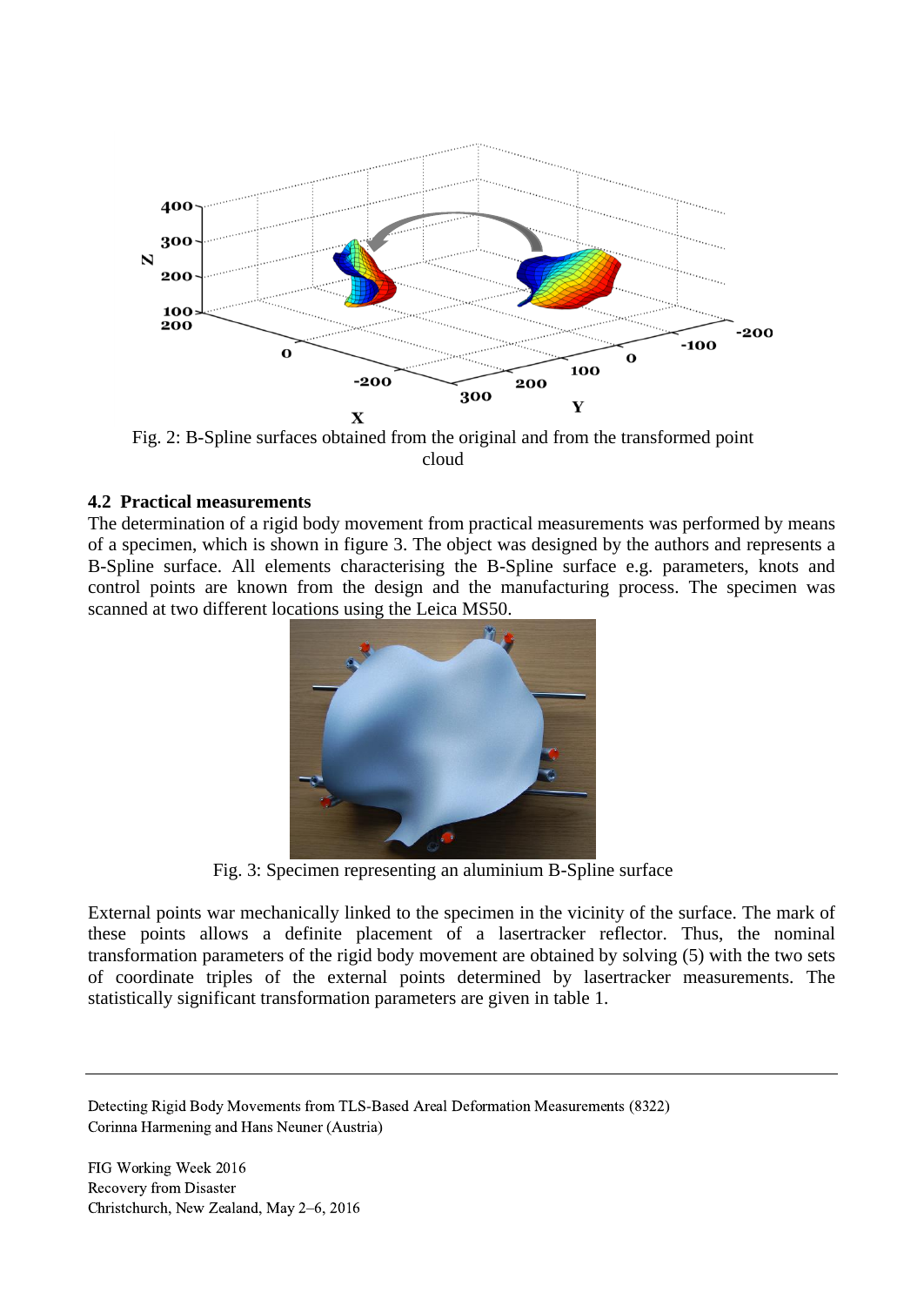Fig. 2: B-Spline surfaces obtained from the original and from the transformed point cloud

### 4.2 Practical measurements

The determination of a rigid body movement from practical measurements was performed by means of a specimen, which is shown in figure 3. The object was designed by the authors and represents a B-Spline surface. All elements characterising the B-Spline surface e.g. parameters, knots and control points are known from the design and the manufacturing process. The specimen was scanned at two different locations using the Leica MS50.

Fig. 3: Specimen representing an aluminium B-Spline surface

External points war mechanically linked to the specimen in the vicinity of the surface. The mark of these points allows a definite placement of a lasertracker reflector. Thus, the nominal transformation parameters of the rigid body movement are obtained by solving (5) with the two sets of coordinate triples of the external points determined by lasertracker measurements. The statistically significant transformation parameters are given in table 1.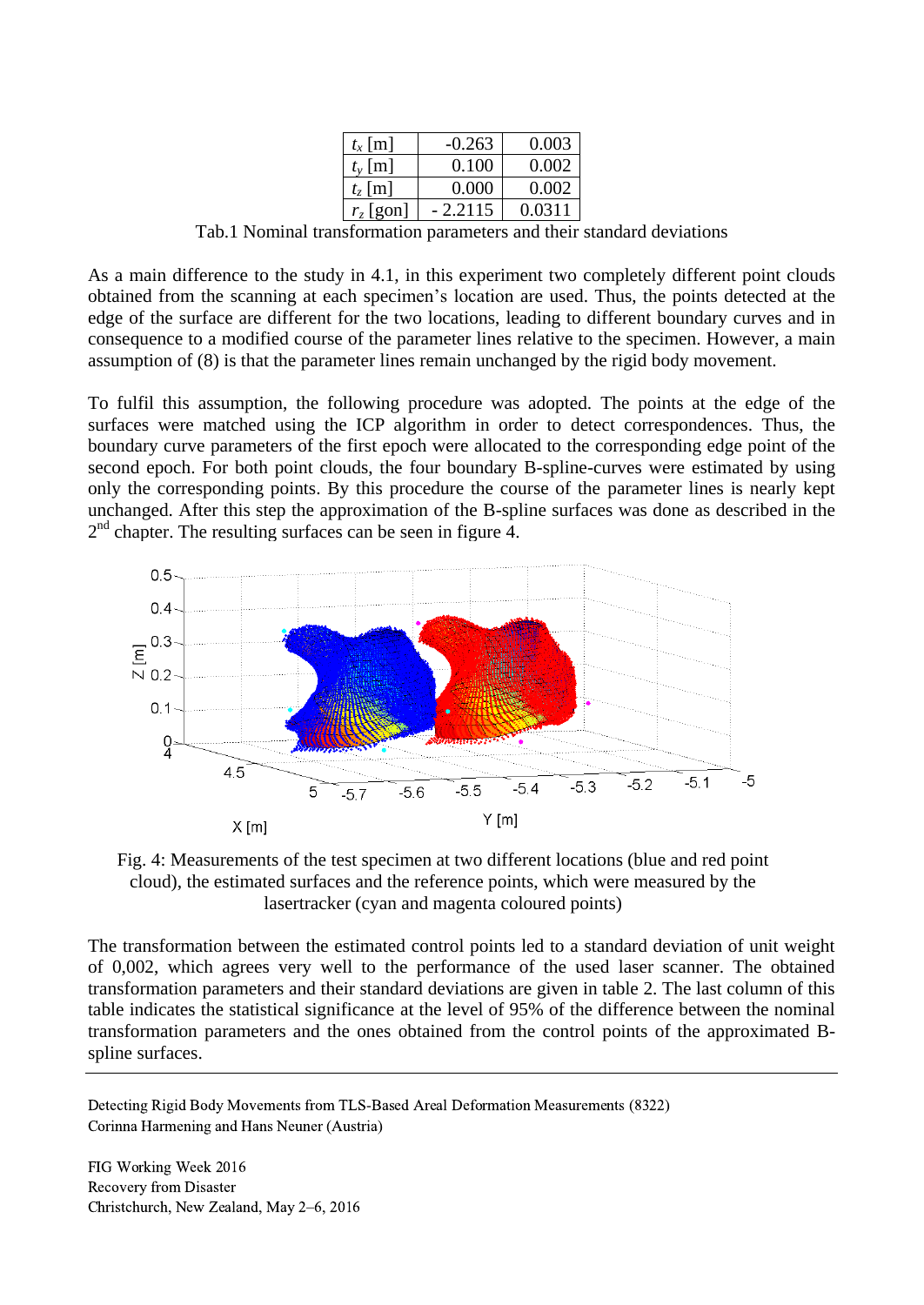| | | |
|---|---|---|
| $t_x$ [m] | -0.263 | 0.003 |
| $t_y$ [m] | 0.100 | 0.002 |
| $t_z$ [m] | 0.000 | 0.002 |
| $r_z$ [gon] | - 2.2115 | 0.0311 |

Tab.1 Nominal transformation parameters and their standard deviations

As a main difference to the study in 4.1, in this experiment two completely different point clouds obtained from the scanning at each specimen's location are used. Thus, the points detected at the edge of the surface are different for the two locations, leading to different boundary curves and in consequence to a modified course of the parameter lines relative to the specimen. However, a main assumption of (8) is that the parameter lines remain unchanged by the rigid body movement.

To fulfil this assumption, the following procedure was adopted. The points at the edge of the surfaces were matched using the ICP algorithm in order to detect correspondences. Thus, the boundary curve parameters of the first epoch were allocated to the corresponding edge point of the second epoch. For both point clouds, the four boundary B-spline-curves were estimated by using only the corresponding points. By this procedure the course of the parameter lines is nearly kept unchanged. After this step the approximation of the B-spline surfaces was done as described in the 2nd chapter. The resulting surfaces can be seen in figure 4.

Fig. 4: Measurements of the test specimen at two different locations (blue and red point cloud), the estimated surfaces and the reference points, which were measured by the lasertracker (cyan and magenta coloured points)

The transformation between the estimated control points led to a standard deviation of unit weight of 0,002, which agrees very well to the performance of the used laser scanner. The obtained transformation parameters and their standard deviations are given in table 2. The last column of this table indicates the statistical significance at the level of 95% of the difference between the nominal transformation parameters and the ones obtained from the control points of the approximated B-spline surfaces.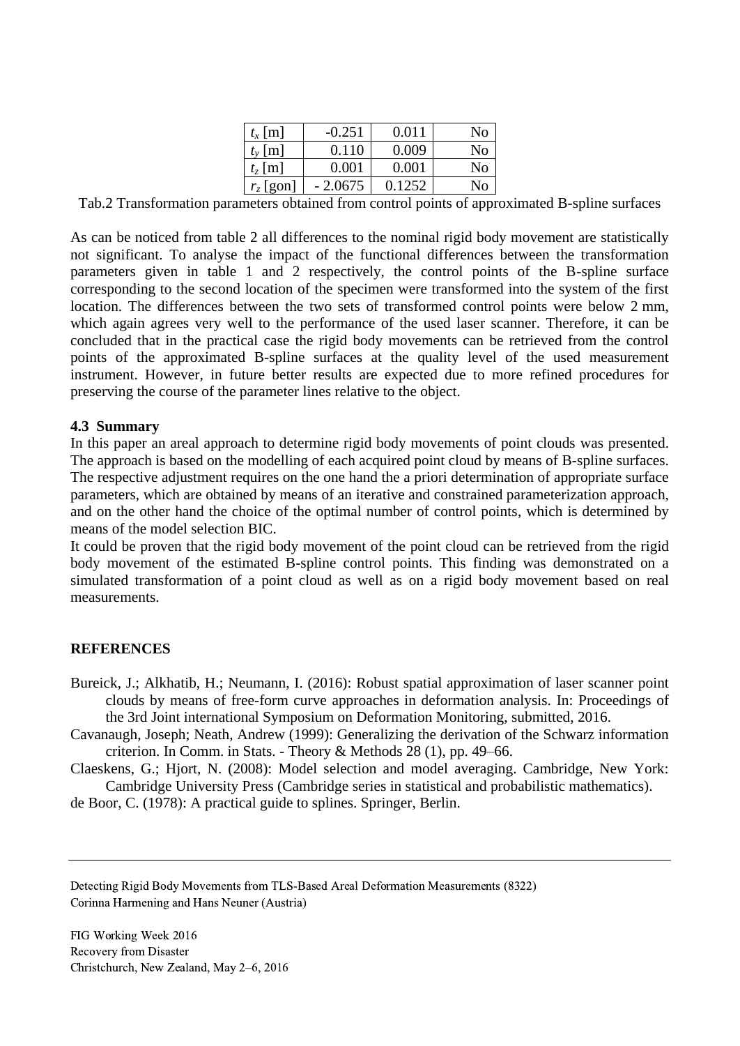| | | | |
|---|---|---|---|
| $t_x$ [m] | -0.251 | 0.011 | No |
| $t_y$ [m] | 0.110 | 0.009 | No |
| $t_z$ [m] | 0.001 | 0.001 | No |
| $r_z$ [gon] | - 2.0675 | 0.1252 | No |

Tab.2 Transformation parameters obtained from control points of approximated B-spline surfaces

As can be noticed from table 2 all differences to the nominal rigid body movement are statistically not significant. To analyse the impact of the functional differences between the transformation parameters given in table 1 and 2 respectively, the control points of the B-spline surface corresponding to the second location of the specimen were transformed into the system of the first location. The differences between the two sets of transformed control points were below 2 mm, which again agrees very well to the performance of the used laser scanner. Therefore, it can be concluded that in the practical case the rigid body movements can be retrieved from the control points of the approximated B-spline surfaces at the quality level of the used measurement instrument. However, in future better results are expected due to more refined procedures for preserving the course of the parameter lines relative to the object.

### 4.3 Summary

In this paper an areal approach to determine rigid body movements of point clouds was presented. The approach is based on the modelling of each acquired point cloud by means of B-spline surfaces. The respective adjustment requires on the one hand the a priori determination of appropriate surface parameters, which are obtained by means of an iterative and constrained parameterization approach, and on the other hand the choice of the optimal number of control points, which is determined by means of the model selection BIC.

It could be proven that the rigid body movement of the point cloud can be retrieved from the rigid body movement of the estimated B-spline control points. This finding was demonstrated on a simulated transformation of a point cloud as well as on a rigid body movement based on real measurements.

## REFERENCES

Bureick, J.; Alkhatib, H.; Neumann, I. (2016): Robust spatial approximation of laser scanner point clouds by means of free-form curve approaches in deformation analysis. In: Proceedings of the 3rd Joint international Symposium on Deformation Monitoring, submitted, 2016.

Cavanaugh, Joseph; Neath, Andrew (1999): Generalizing the derivation of the Schwarz information criterion. In Comm. in Stats. - Theory & Methods 28 (1), pp. 49–66.

Claeskens, G.; Hjort, N. (2008): Model selection and model averaging. Cambridge, New York: Cambridge University Press (Cambridge series in statistical and probabilistic mathematics).

de Boor, C. (1978): A practical guide to splines. Springer, Berlin.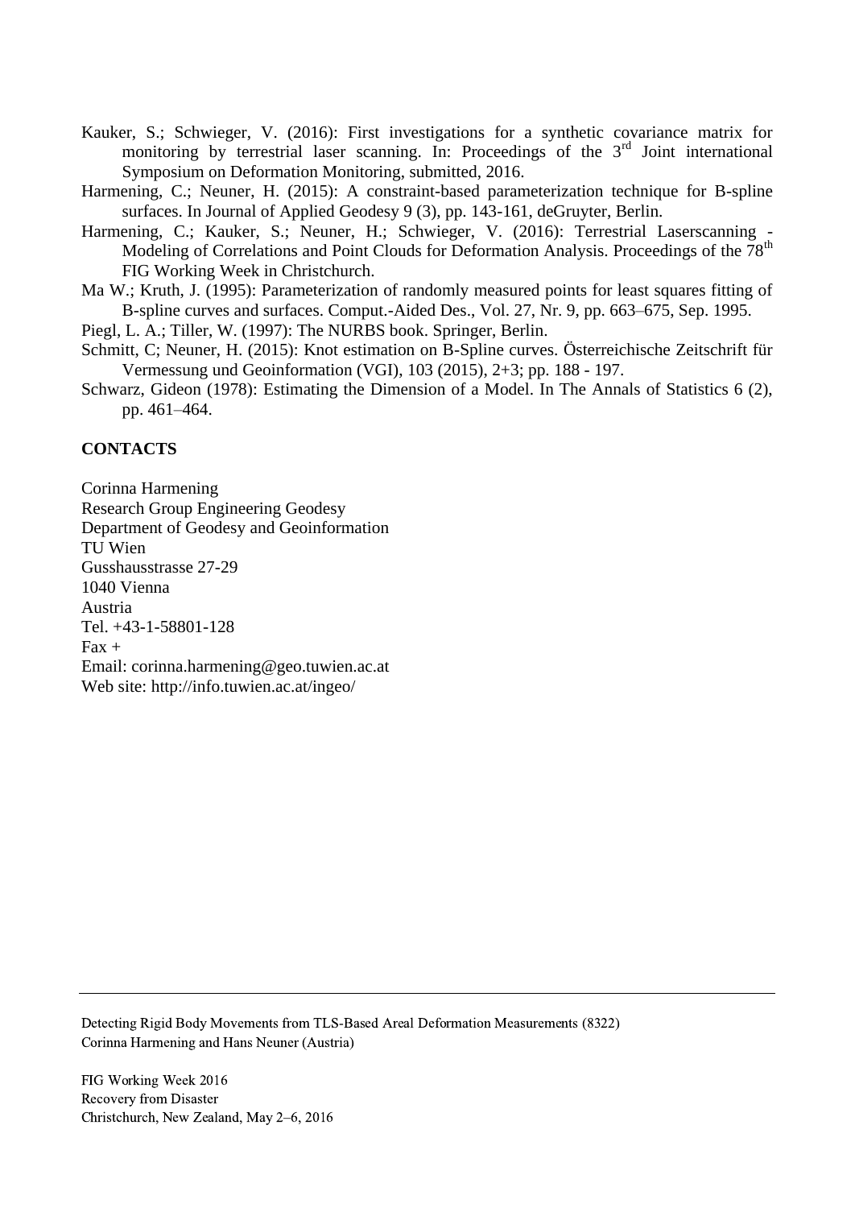Kauker, S.; Schwieger, V. (2016): First investigations for a synthetic covariance matrix for monitoring by terrestrial laser scanning. In: Proceedings of the 3rd Joint international Symposium on Deformation Monitoring, submitted, 2016.

Harmening, C.; Neuner, H. (2015): A constraint-based parameterization technique for B-spline surfaces. In Journal of Applied Geodesy 9 (3), pp. 143-161, deGruyter, Berlin.

Harmening, C.; Kauker, S.; Neuner, H.; Schwieger, V. (2016): Terrestrial Laserscanning - Modeling of Correlations and Point Clouds for Deformation Analysis. Proceedings of the 78th FIG Working Week in Christchurch.

Ma W.; Kruth, J. (1995): Parameterization of randomly measured points for least squares fitting of B-spline curves and surfaces. Comput.-Aided Des., Vol. 27, Nr. 9, pp. 663–675, Sep. 1995.

Piegl, L. A.; Tiller, W. (1997): The NURBS book. Springer, Berlin.

Schmitt, C; Neuner, H. (2015): Knot estimation on B-Spline curves. Österreichische Zeitschrift für Vermessung und Geoinformation (VGI), 103 (2015), 2+3; pp. 188 - 197.

Schwarz, Gideon (1978): Estimating the Dimension of a Model. In The Annals of Statistics 6 (2), pp. 461–464.

## CONTACTS

Corinna Harmening
Research Group Engineering Geodesy
Department of Geodesy and Geoinformation
TU Wien
Gusshausstrasse 27-29
1040 Vienna
Austria
Tel. +43-1-58801-128
Fax +
Email: corinna.harmening@geo.tuwien.ac.at
Web site: http://info.tuwien.ac.at/ingeo/